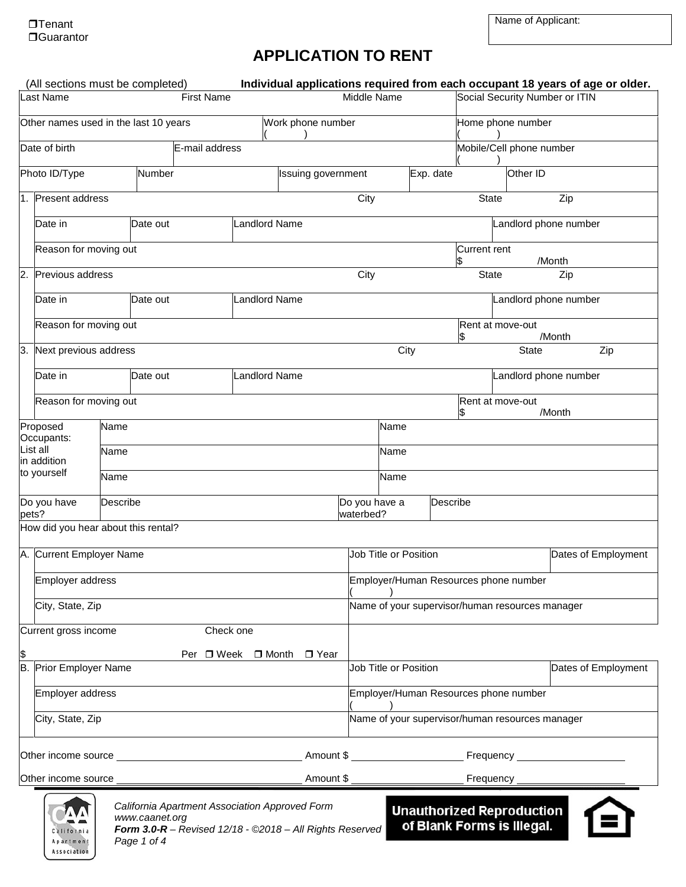❒Tenant
❒Guarantor

Name of Applicant:

# APPLICATION TO RENT

(All sections must be completed) **Individual applications required from each occupant 18 years of age or older.**

| Last Name | First Name | Middle Name | Social Security Number or ITIN |
|---|---|---|---|
| Other names used in the last 10 years | | Work phone number ( ) | Home phone number ( ) |
| Date of birth | E-mail address | | Mobile/Cell phone number ( ) |

| Photo ID/Type | Number | Issuing government | Exp. date | Other ID |
|---|---|---|---|---|

| | | | | | |
|---|---|---|---|---|---|
| 1. | Present address | | City | State | Zip |
| | Date in | Date out | Landlord Name | | Landlord phone number |
| | Reason for moving out | | | Current rent $ /Month | |
| 2. | Previous address | | City | State | Zip |
| | Date in | Date out | Landlord Name | | Landlord phone number |
| | Reason for moving out | | | Rent at move-out $ /Month | |
| 3. | Next previous address | | City | State | Zip |
| | Date in | Date out | Landlord Name | | Landlord phone number |
| | Reason for moving out | | | Rent at move-out $ /Month | |

| Proposed Occupants: List all in addition to yourself | Name | Name |
|---|---|---|
| | Name | Name |
| | Name | Name |

| Do you have pets? | Describe | Do you have a waterbed? | Describe |
|---|---|---|---|

How did you hear about this rental?

| | | | |
|---|---|---|---|
| A. | Current Employer Name | Job Title or Position | Dates of Employment |
| | Employer address | Employer/Human Resources phone number ( ) | |
| | City, State, Zip | Name of your supervisor/human resources manager | |

Current gross income $ Check one Per ❒ Week ❒ Month ❒ Year

| | | | |
|---|---|---|---|
| B. | Prior Employer Name | Job Title or Position | Dates of Employment |
| | Employer address | Employer/Human Resources phone number ( ) | |
| | City, State, Zip | Name of your supervisor/human resources manager | |

Other income source ______________ Amount $ ______________ Frequency ______________

Other income source ______________ Amount $ ______________ Frequency ______________

*California Apartment Association Approved Form*
*www.caanet.org*
***Form 3.0-R** – Revised 12/18 - ©2018 – All Rights Reserved*

**Unauthorized Reproduction of Blank Forms is Illegal.**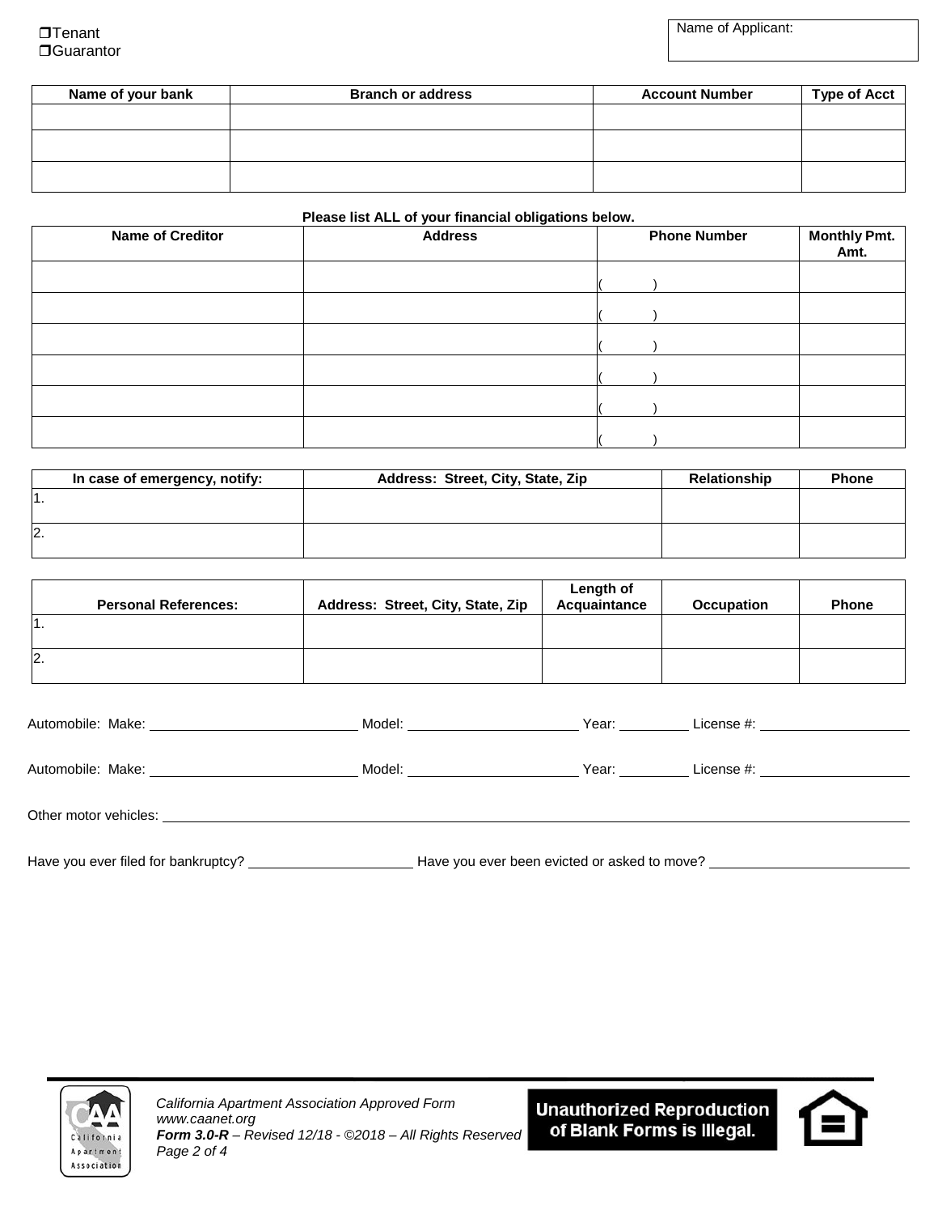❒Tenant
❒Guarantor

Name of Applicant:

| Name of your bank | Branch or address | Account Number | Type of Acct |
|---|---|---|---|
| | | | |
| | | | |
| | | | |

**Please list ALL of your financial obligations below.**

| Name of Creditor | Address | Phone Number | Monthly Pmt. Amt. |
|---|---|---|---|
| | | (          ) | |
| | | (          ) | |
| | | (          ) | |
| | | (          ) | |
| | | (          ) | |
| | | (          ) | |

| In case of emergency, notify: | Address: Street, City, State, Zip | Relationship | Phone |
|---|---|---|---|
| 1. | | | |
| 2. | | | |

| Personal References: | Address: Street, City, State, Zip | Length of Acquaintance | Occupation | Phone |
|---|---|---|---|---|
| 1. | | | | |
| 2. | | | | |

Automobile: Make: ___________________________ Model: _______________________ Year: _________ License #: ____________________

Automobile: Make: ___________________________ Model: _______________________ Year: _________ License #: ____________________

Other motor vehicles: ______________________________________________________________________________________________

Have you ever filed for bankruptcy? ______________________ Have you ever been evicted or asked to move? ___________________________

*California Apartment Association Approved Form*
*www.caanet.org*
***Form 3.0-R** – Revised 12/18 - ©2018 – All Rights Reserved*

**Unauthorized Reproduction of Blank Forms is Illegal.**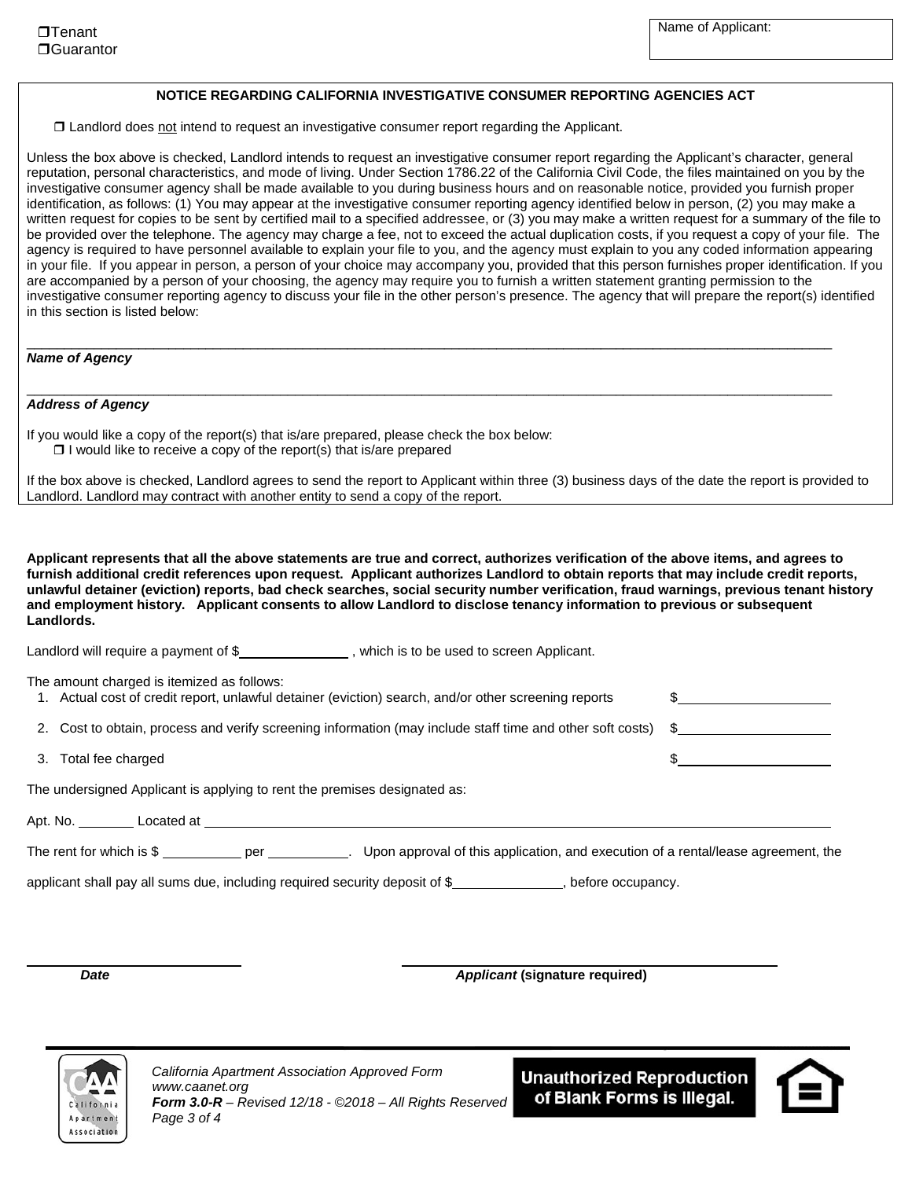❐Tenant
❐Guarantor

Name of Applicant:

**NOTICE REGARDING CALIFORNIA INVESTIGATIVE CONSUMER REPORTING AGENCIES ACT**

❐ Landlord does not intend to request an investigative consumer report regarding the Applicant.

Unless the box above is checked, Landlord intends to request an investigative consumer report regarding the Applicant's character, general reputation, personal characteristics, and mode of living. Under Section 1786.22 of the California Civil Code, the files maintained on you by the investigative consumer agency shall be made available to you during business hours and on reasonable notice, provided you furnish proper identification, as follows: (1) You may appear at the investigative consumer reporting agency identified below in person, (2) you may make a written request for copies to be sent by certified mail to a specified addressee, or (3) you may make a written request for a summary of the file to be provided over the telephone. The agency may charge a fee, not to exceed the actual duplication costs, if you request a copy of your file. The agency is required to have personnel available to explain your file to you, and the agency must explain to you any coded information appearing in your file. If you appear in person, a person of your choice may accompany you, provided that this person furnishes proper identification. If you are accompanied by a person of your choosing, the agency may require you to furnish a written statement granting permission to the investigative consumer reporting agency to discuss your file in the other person's presence. The agency that will prepare the report(s) identified in this section is listed below:

_______________________________________________
***Name of Agency***

_______________________________________________
***Address of Agency***

If you would like a copy of the report(s) that is/are prepared, please check the box below:
❐ I would like to receive a copy of the report(s) that is/are prepared

If the box above is checked, Landlord agrees to send the report to Applicant within three (3) business days of the date the report is provided to Landlord. Landlord may contract with another entity to send a copy of the report.

**Applicant represents that all the above statements are true and correct, authorizes verification of the above items, and agrees to furnish additional credit references upon request. Applicant authorizes Landlord to obtain reports that may include credit reports, unlawful detainer (eviction) reports, bad check searches, social security number verification, fraud warnings, previous tenant history and employment history. Applicant consents to allow Landlord to disclose tenancy information to previous or subsequent Landlords.**

Landlord will require a payment of $_______________ , which is to be used to screen Applicant.

The amount charged is itemized as follows:

1. Actual cost of credit report, unlawful detainer (eviction) search, and/or other screening reports $_______________
2. Cost to obtain, process and verify screening information (may include staff time and other soft costs) $_______________
3. Total fee charged $_______________

The undersigned Applicant is applying to rent the premises designated as:

Apt. No. ________ Located at _______________________________________________

The rent for which is $ ___________ per ___________. Upon approval of this application, and execution of a rental/lease agreement, the applicant shall pay all sums due, including required security deposit of $_______________, before occupancy.

_______________________ _______________________________
***Date*** ***Applicant* (signature required)**

*California Apartment Association Approved Form*
*www.caanet.org*
***Form 3.0-R** – Revised 12/18 - ©2018 – All Rights Reserved*

**Unauthorized Reproduction of Blank Forms is Illegal.**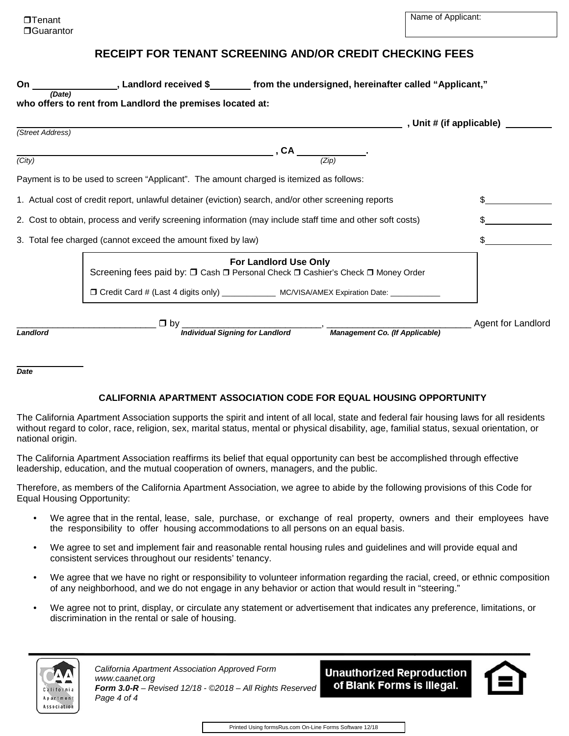❐ Tenant
❐ Guarantor

Name of Applicant:

## RECEIPT FOR TENANT SCREENING AND/OR CREDIT CHECKING FEES

**On \_\_\_\_\_\_\_\_\_\_\_\_\_\_\_\_, Landlord received $\_\_\_\_\_\_\_\_ from the undersigned, hereinafter called "Applicant,"**
***(Date)***
**who offers to rent from Landlord the premises located at:**

\_\_\_\_\_\_\_\_\_\_\_\_\_\_\_\_\_\_\_\_\_\_\_\_\_\_\_\_\_\_\_\_\_\_\_\_\_\_\_\_\_\_\_\_\_\_\_\_\_\_\_\_\_\_\_\_ **, Unit # (if applicable)** \_\_\_\_\_\_\_\_\_
*(Street Address)*

\_\_\_\_\_\_\_\_\_\_\_\_\_\_\_\_\_\_\_\_\_\_\_\_\_\_\_\_\_\_\_\_\_\_\_\_\_\_ **, CA** \_\_\_\_\_\_\_\_\_\_\_\_\_ **.**
*(City)* *(Zip)*

Payment is to be used to screen "Applicant". The amount charged is itemized as follows:

1. Actual cost of credit report, unlawful detainer (eviction) search, and/or other screening reports $\_\_\_\_\_\_\_\_\_\_\_\_\_\_
2. Cost to obtain, process and verify screening information (may include staff time and other soft costs) $\_\_\_\_\_\_\_\_\_\_\_\_\_\_
3. Total fee charged (cannot exceed the amount fixed by law) $\_\_\_\_\_\_\_\_\_\_\_\_\_\_

**For Landlord Use Only**
Screening fees paid by: ❐ Cash ❐ Personal Check ❐ Cashier's Check ❐ Money Order

❐ Credit Card # (Last 4 digits only) \_\_\_\_\_\_\_\_\_\_\_\_ MC/VISA/AMEX Expiration Date: \_\_\_\_\_\_\_\_\_\_\_

\_\_\_\_\_\_\_\_\_\_\_\_\_\_\_\_\_\_\_\_\_\_\_\_\_\_\_\_ ❐ by \_\_\_\_\_\_\_\_\_\_\_\_\_\_\_\_\_\_\_\_\_\_\_\_\_\_\_\_, \_\_\_\_\_\_\_\_\_\_\_\_\_\_\_\_\_\_\_\_\_\_\_\_\_\_\_\_\_ Agent for Landlord
***Landlord*** ***Individual Signing for Landlord*** ***Management Co. (If Applicable)***

\_\_\_\_\_\_\_\_\_\_\_\_\_\_
***Date***

### CALIFORNIA APARTMENT ASSOCIATION CODE FOR EQUAL HOUSING OPPORTUNITY

The California Apartment Association supports the spirit and intent of all local, state and federal fair housing laws for all residents without regard to color, race, religion, sex, marital status, mental or physical disability, age, familial status, sexual orientation, or national origin.

The California Apartment Association reaffirms its belief that equal opportunity can best be accomplished through effective leadership, education, and the mutual cooperation of owners, managers, and the public.

Therefore, as members of the California Apartment Association, we agree to abide by the following provisions of this Code for Equal Housing Opportunity:

- We agree that in the rental, lease, sale, purchase, or exchange of real property, owners and their employees have the responsibility to offer housing accommodations to all persons on an equal basis.
- We agree to set and implement fair and reasonable rental housing rules and guidelines and will provide equal and consistent services throughout our residents' tenancy.
- We agree that we have no right or responsibility to volunteer information regarding the racial, creed, or ethnic composition of any neighborhood, and we do not engage in any behavior or action that would result in "steering."
- We agree not to print, display, or circulate any statement or advertisement that indicates any preference, limitations, or discrimination in the rental or sale of housing.

*California Apartment Association Approved Form*
*www.caanet.org*
***Form 3.0-R** – Revised 12/18 - ©2018 – All Rights Reserved*

**Unauthorized Reproduction of Blank Forms is Illegal.**

Printed Using formsRus.com On-Line Forms Software 12/18